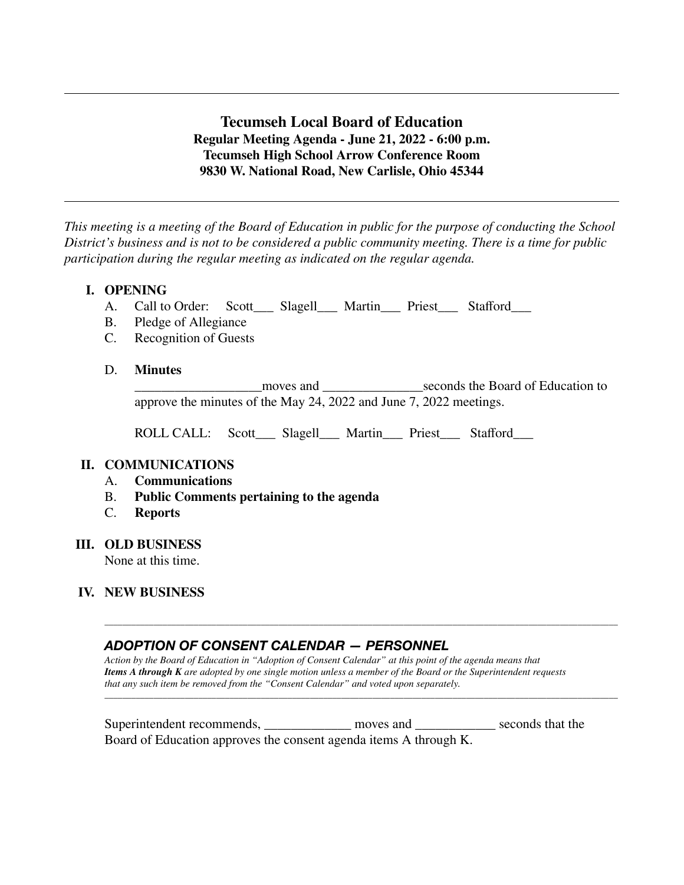---

# Tecumseh Local Board of Education

**Regular Meeting Agenda - June 21, 2022 - 6:00 p.m.**
**Tecumseh High School Arrow Conference Room**
**9830 W. National Road, New Carlisle, Ohio 45344**

---

*This meeting is a meeting of the Board of Education in public for the purpose of conducting the School District's business and is not to be considered a public community meeting. There is a time for public participation during the regular meeting as indicated on the regular agenda.*

## I. OPENING

A. Call to Order: Scott___ Slagell___ Martin___ Priest___ Stafford___

B. Pledge of Allegiance

C. Recognition of Guests

D. **Minutes**

___________________moves and _______________seconds the Board of Education to approve the minutes of the May 24, 2022 and June 7, 2022 meetings.

ROLL CALL: Scott___ Slagell___ Martin___ Priest___ Stafford___

## II. COMMUNICATIONS

A. **Communications**

B. **Public Comments pertaining to the agenda**

C. **Reports**

## III. OLD BUSINESS

None at this time.

## IV. NEW BUSINESS

---

### *ADOPTION OF CONSENT CALENDAR — PERSONNEL*

*Action by the Board of Education in "Adoption of Consent Calendar" at this point of the agenda means that **Items A through K** are adopted by one single motion unless a member of the Board or the Superintendent requests that any such item be removed from the "Consent Calendar" and voted upon separately.*

---

Superintendent recommends, _____________ moves and ____________ seconds that the Board of Education approves the consent agenda items A through K.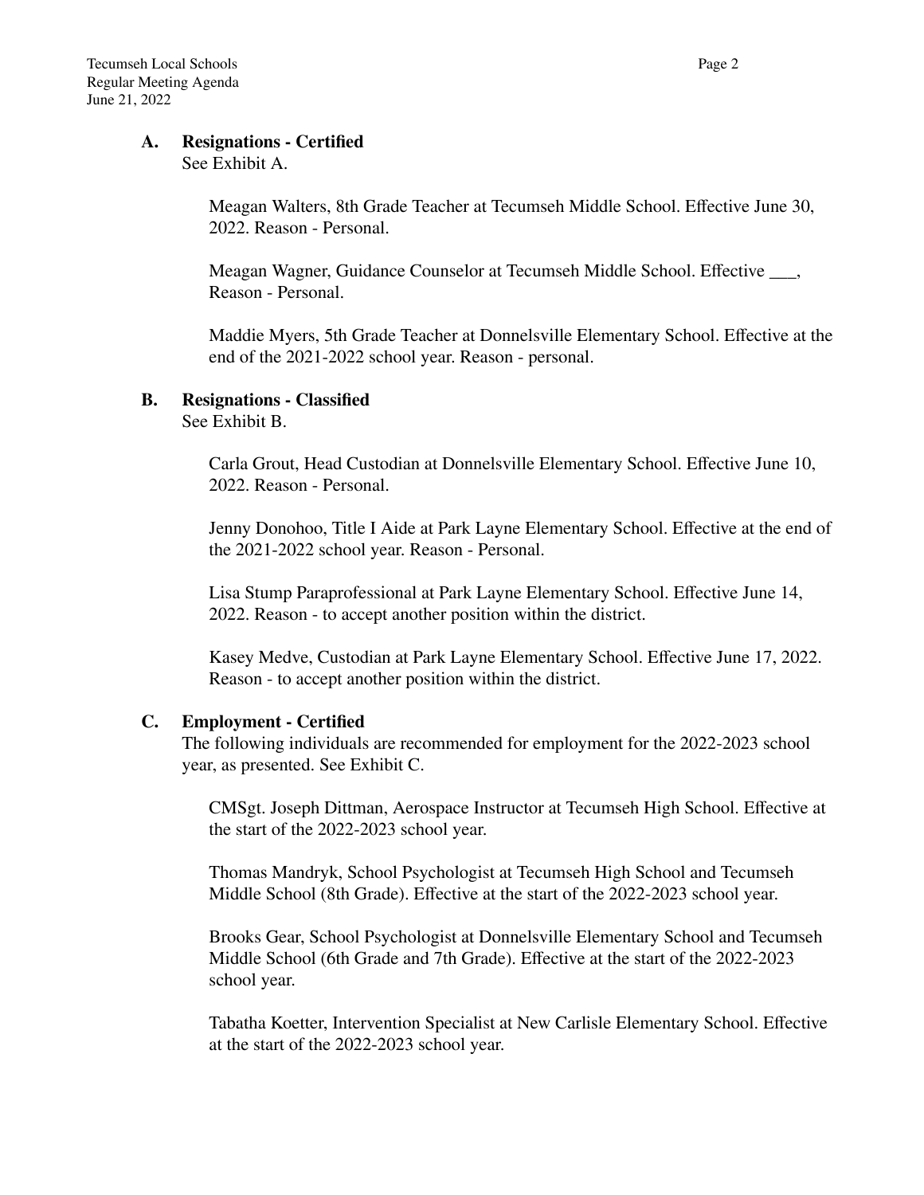### A. Resignations - Certified

See Exhibit A.

Meagan Walters, 8th Grade Teacher at Tecumseh Middle School. Effective June 30, 2022. Reason - Personal.

Meagan Wagner, Guidance Counselor at Tecumseh Middle School. Effective ___, Reason - Personal.

Maddie Myers, 5th Grade Teacher at Donnelsville Elementary School. Effective at the end of the 2021-2022 school year. Reason - personal.

### B. Resignations - Classified

See Exhibit B.

Carla Grout, Head Custodian at Donnelsville Elementary School. Effective June 10, 2022. Reason - Personal.

Jenny Donohoo, Title I Aide at Park Layne Elementary School. Effective at the end of the 2021-2022 school year. Reason - Personal.

Lisa Stump Paraprofessional at Park Layne Elementary School. Effective June 14, 2022. Reason - to accept another position within the district.

Kasey Medve, Custodian at Park Layne Elementary School. Effective June 17, 2022. Reason - to accept another position within the district.

### C. Employment - Certified

The following individuals are recommended for employment for the 2022-2023 school year, as presented. See Exhibit C.

CMSgt. Joseph Dittman, Aerospace Instructor at Tecumseh High School. Effective at the start of the 2022-2023 school year.

Thomas Mandryk, School Psychologist at Tecumseh High School and Tecumseh Middle School (8th Grade). Effective at the start of the 2022-2023 school year.

Brooks Gear, School Psychologist at Donnelsville Elementary School and Tecumseh Middle School (6th Grade and 7th Grade). Effective at the start of the 2022-2023 school year.

Tabatha Koetter, Intervention Specialist at New Carlisle Elementary School. Effective at the start of the 2022-2023 school year.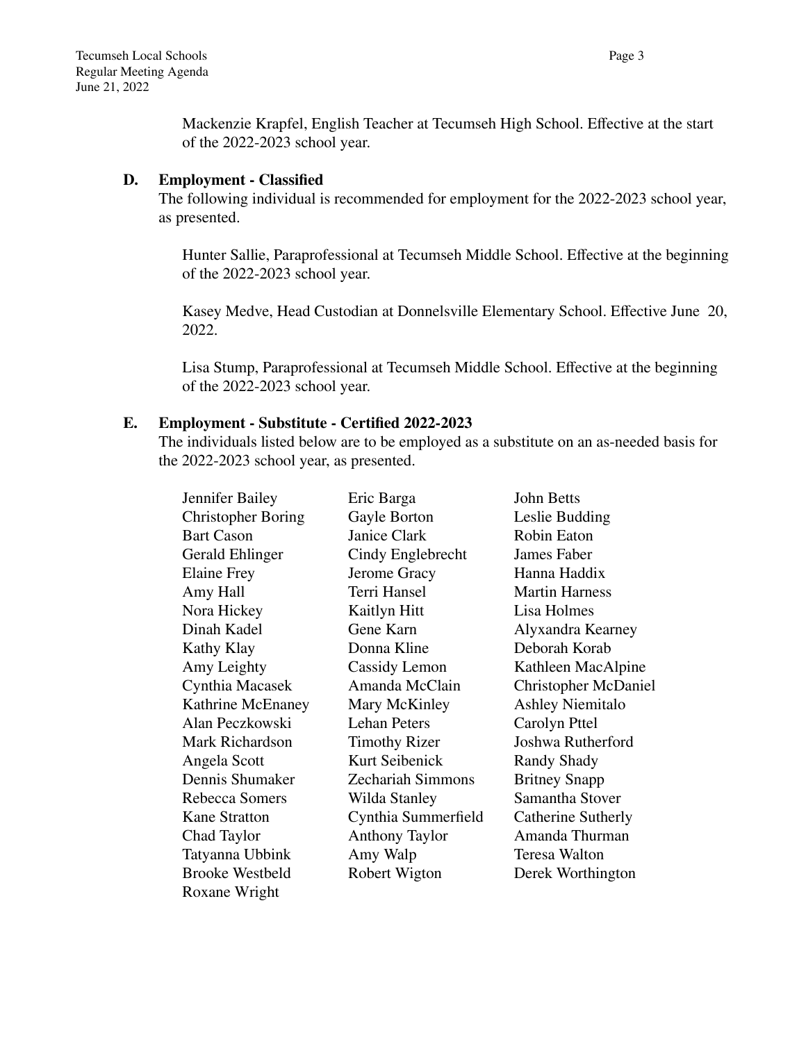Mackenzie Krapfel, English Teacher at Tecumseh High School. Effective at the start of the 2022-2023 school year.

**D. Employment - Classified**

The following individual is recommended for employment for the 2022-2023 school year, as presented.

Hunter Sallie, Paraprofessional at Tecumseh Middle School. Effective at the beginning of the 2022-2023 school year.

Kasey Medve, Head Custodian at Donnelsville Elementary School. Effective June 20, 2022.

Lisa Stump, Paraprofessional at Tecumseh Middle School. Effective at the beginning of the 2022-2023 school year.

**E. Employment - Substitute - Certified 2022-2023**

The individuals listed below are to be employed as a substitute on an as-needed basis for the 2022-2023 school year, as presented.

| | | |
|---|---|---|
| Jennifer Bailey | Eric Barga | John Betts |
| Christopher Boring | Gayle Borton | Leslie Budding |
| Bart Cason | Janice Clark | Robin Eaton |
| Gerald Ehlinger | Cindy Englebrecht | James Faber |
| Elaine Frey | Jerome Gracy | Hanna Haddix |
| Amy Hall | Terri Hansel | Martin Harness |
| Nora Hickey | Kaitlyn Hitt | Lisa Holmes |
| Dinah Kadel | Gene Karn | Alyxandra Kearney |
| Kathy Klay | Donna Kline | Deborah Korab |
| Amy Leighty | Cassidy Lemon | Kathleen MacAlpine |
| Cynthia Macasek | Amanda McClain | Christopher McDaniel |
| Kathrine McEnaney | Mary McKinley | Ashley Niemitalo |
| Alan Peczkowski | Lehan Peters | Carolyn Pttel |
| Mark Richardson | Timothy Rizer | Joshwa Rutherford |
| Angela Scott | Kurt Seibenick | Randy Shady |
| Dennis Shumaker | Zechariah Simmons | Britney Snapp |
| Rebecca Somers | Wilda Stanley | Samantha Stover |
| Kane Stratton | Cynthia Summerfield | Catherine Sutherly |
| Chad Taylor | Anthony Taylor | Amanda Thurman |
| Tatyanna Ubbink | Amy Walp | Teresa Walton |
| Brooke Westbeld | Robert Wigton | Derek Worthington |
| Roxane Wright | | |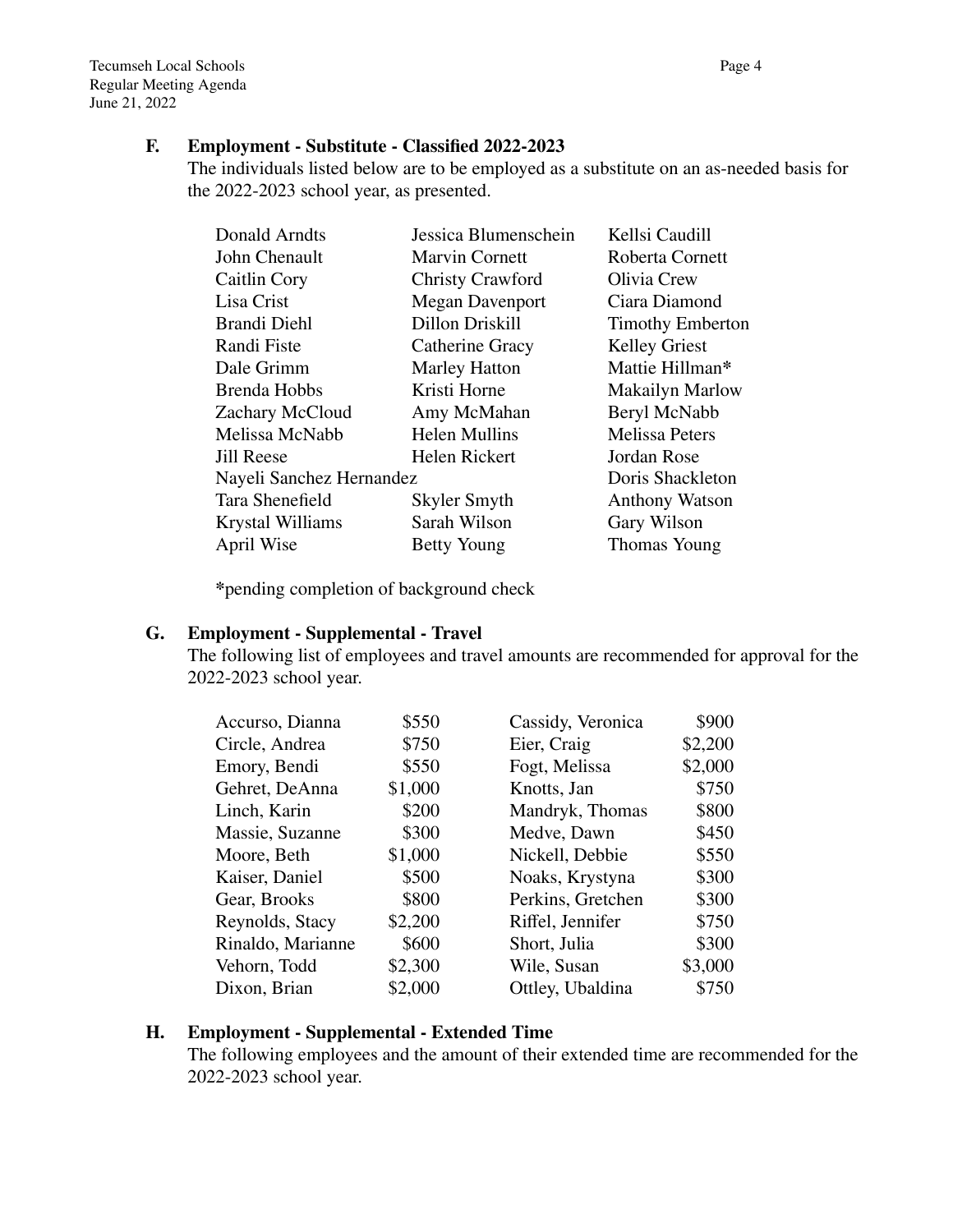**F. Employment - Substitute - Classified 2022-2023**

The individuals listed below are to be employed as a substitute on an as-needed basis for the 2022-2023 school year, as presented.

| | | |
|---|---|---|
| Donald Arndts | Jessica Blumenschein | Kellsi Caudill |
| John Chenault | Marvin Cornett | Roberta Cornett |
| Caitlin Cory | Christy Crawford | Olivia Crew |
| Lisa Crist | Megan Davenport | Ciara Diamond |
| Brandi Diehl | Dillon Driskill | Timothy Emberton |
| Randi Fiste | Catherine Gracy | Kelley Griest |
| Dale Grimm | Marley Hatton | Mattie Hillman* |
| Brenda Hobbs | Kristi Horne | Makailyn Marlow |
| Zachary McCloud | Amy McMahan | Beryl McNabb |
| Melissa McNabb | Helen Mullins | Melissa Peters |
| Jill Reese | Helen Rickert | Jordan Rose |
| Nayeli Sanchez Hernandez | | Doris Shackleton |
| Tara Shenefield | Skyler Smyth | Anthony Watson |
| Krystal Williams | Sarah Wilson | Gary Wilson |
| April Wise | Betty Young | Thomas Young |

*pending completion of background check

**G. Employment - Supplemental - Travel**

The following list of employees and travel amounts are recommended for approval for the 2022-2023 school year.

| | | | |
|---|---|---|---|
| Accurso, Dianna | $550 | Cassidy, Veronica | $900 |
| Circle, Andrea | $750 | Eier, Craig | $2,200 |
| Emory, Bendi | $550 | Fogt, Melissa | $2,000 |
| Gehret, DeAnna | $1,000 | Knotts, Jan | $750 |
| Linch, Karin | $200 | Mandryk, Thomas | $800 |
| Massie, Suzanne | $300 | Medve, Dawn | $450 |
| Moore, Beth | $1,000 | Nickell, Debbie | $550 |
| Kaiser, Daniel | $500 | Noaks, Krystyna | $300 |
| Gear, Brooks | $800 | Perkins, Gretchen | $300 |
| Reynolds, Stacy | $2,200 | Riffel, Jennifer | $750 |
| Rinaldo, Marianne | $600 | Short, Julia | $300 |
| Vehorn, Todd | $2,300 | Wile, Susan | $3,000 |
| Dixon, Brian | $2,000 | Ottley, Ubaldina | $750 |

**H. Employment - Supplemental - Extended Time**

The following employees and the amount of their extended time are recommended for the 2022-2023 school year.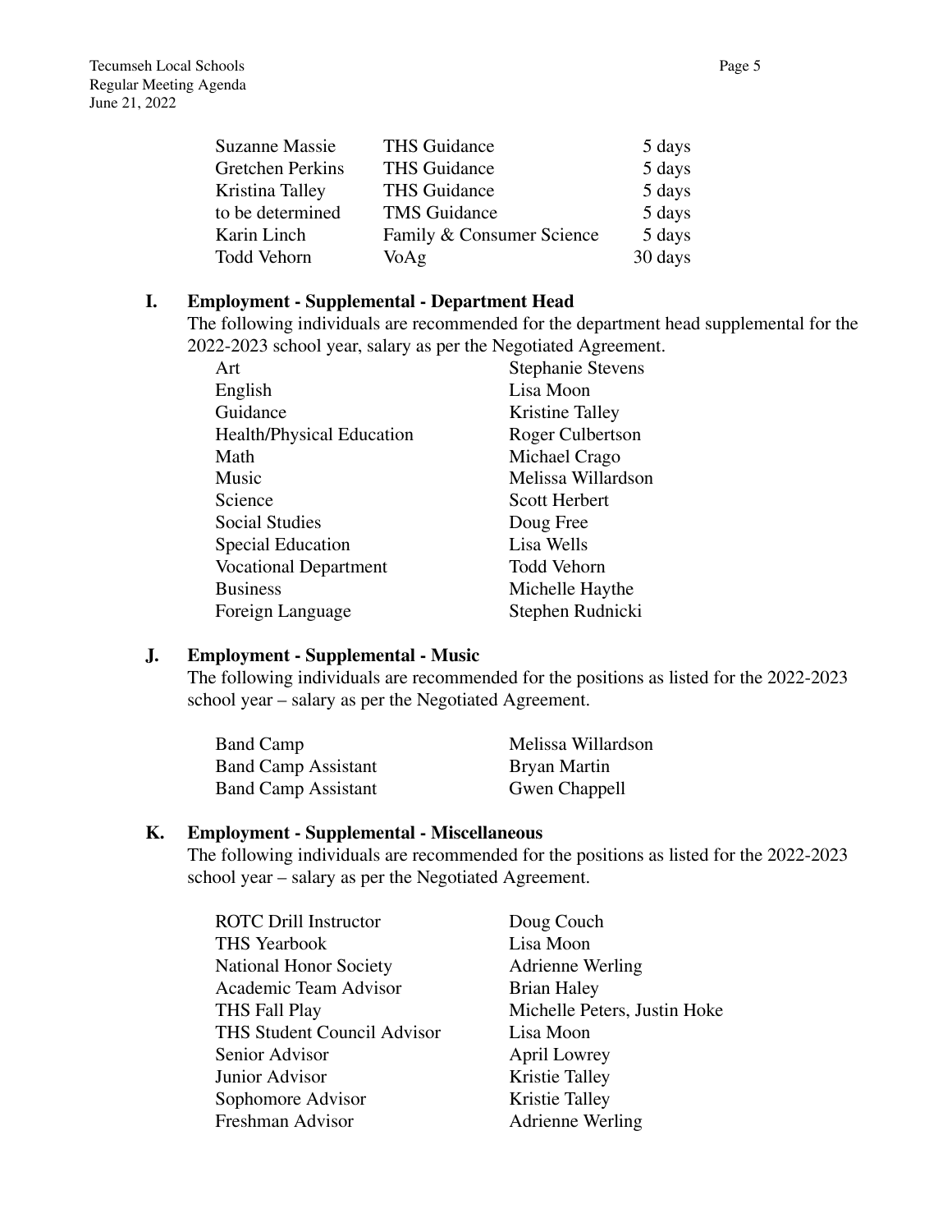| | | |
|---|---|---|
| Suzanne Massie | THS Guidance | 5 days |
| Gretchen Perkins | THS Guidance | 5 days |
| Kristina Talley | THS Guidance | 5 days |
| to be determined | TMS Guidance | 5 days |
| Karin Linch | Family & Consumer Science | 5 days |
| Todd Vehorn | VoAg | 30 days |

**I. Employment - Supplemental - Department Head**

The following individuals are recommended for the department head supplemental for the 2022-2023 school year, salary as per the Negotiated Agreement.

| | |
|---|---|
| Art | Stephanie Stevens |
| English | Lisa Moon |
| Guidance | Kristine Talley |
| Health/Physical Education | Roger Culbertson |
| Math | Michael Crago |
| Music | Melissa Willardson |
| Science | Scott Herbert |
| Social Studies | Doug Free |
| Special Education | Lisa Wells |
| Vocational Department | Todd Vehorn |
| Business | Michelle Haythe |
| Foreign Language | Stephen Rudnicki |

**J. Employment - Supplemental - Music**

The following individuals are recommended for the positions as listed for the 2022-2023 school year – salary as per the Negotiated Agreement.

| | |
|---|---|
| Band Camp | Melissa Willardson |
| Band Camp Assistant | Bryan Martin |
| Band Camp Assistant | Gwen Chappell |

**K. Employment - Supplemental - Miscellaneous**

The following individuals are recommended for the positions as listed for the 2022-2023 school year – salary as per the Negotiated Agreement.

| | |
|---|---|
| ROTC Drill Instructor | Doug Couch |
| THS Yearbook | Lisa Moon |
| National Honor Society | Adrienne Werling |
| Academic Team Advisor | Brian Haley |
| THS Fall Play | Michelle Peters, Justin Hoke |
| THS Student Council Advisor | Lisa Moon |
| Senior Advisor | April Lowrey |
| Junior Advisor | Kristie Talley |
| Sophomore Advisor | Kristie Talley |
| Freshman Advisor | Adrienne Werling |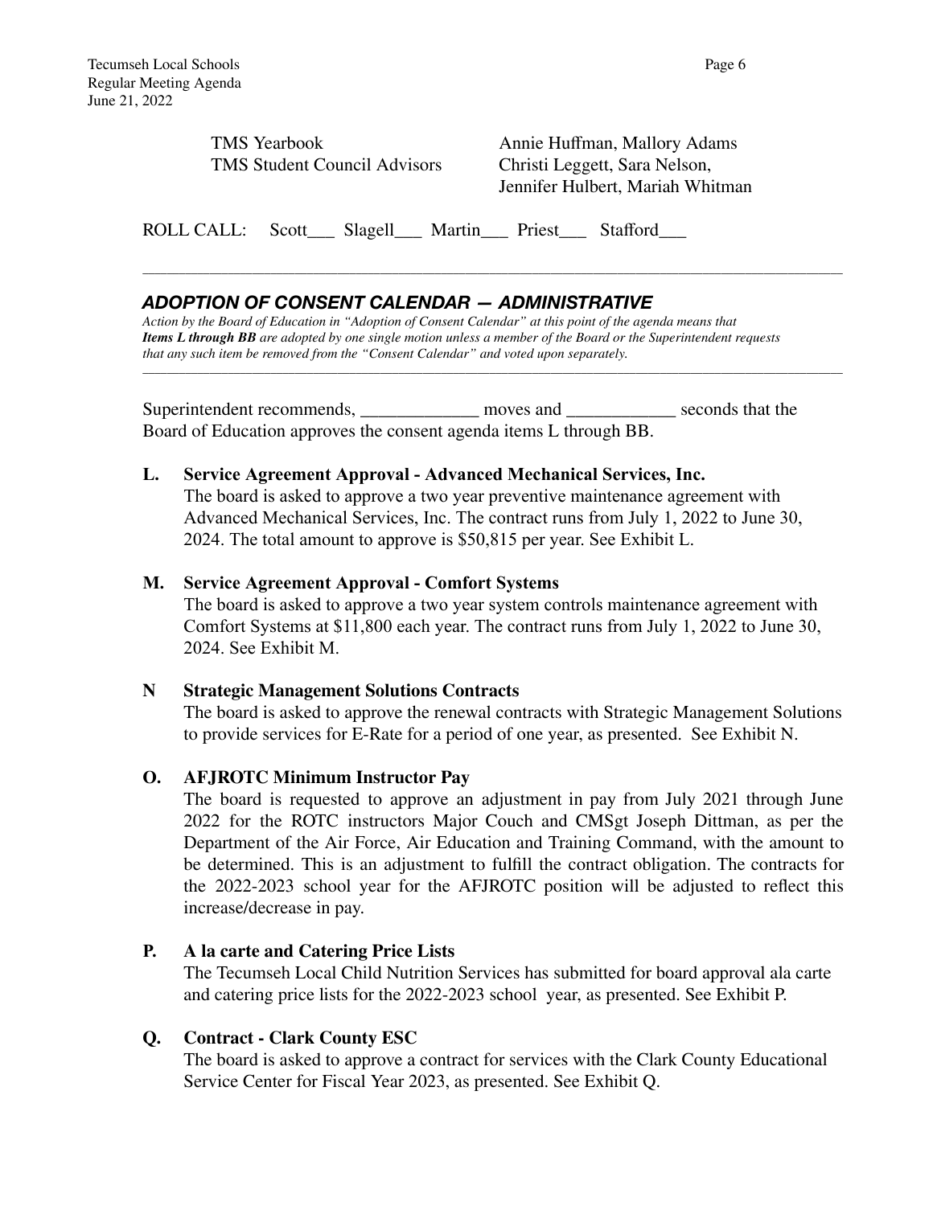| | |
|---|---|
| TMS Yearbook | Annie Huffman, Mallory Adams |
| TMS Student Council Advisors | Christi Leggett, Sara Nelson, Jennifer Hulbert, Mariah Whitman |

ROLL CALL: Scott___ Slagell___ Martin___ Priest___ Stafford___

---

## *ADOPTION OF CONSENT CALENDAR — ADMINISTRATIVE*

*Action by the Board of Education in "Adoption of Consent Calendar" at this point of the agenda means that* ***Items L through BB*** *are adopted by one single motion unless a member of the Board or the Superintendent requests that any such item be removed from the "Consent Calendar" and voted upon separately.*

---

Superintendent recommends, _____________ moves and ____________ seconds that the Board of Education approves the consent agenda items L through BB.

**L. Service Agreement Approval - Advanced Mechanical Services, Inc.**
The board is asked to approve a two year preventive maintenance agreement with Advanced Mechanical Services, Inc. The contract runs from July 1, 2022 to June 30, 2024. The total amount to approve is $50,815 per year. See Exhibit L.

**M. Service Agreement Approval - Comfort Systems**
The board is asked to approve a two year system controls maintenance agreement with Comfort Systems at $11,800 each year. The contract runs from July 1, 2022 to June 30, 2024. See Exhibit M.

**N Strategic Management Solutions Contracts**
The board is asked to approve the renewal contracts with Strategic Management Solutions to provide services for E-Rate for a period of one year, as presented. See Exhibit N.

**O. AFJROTC Minimum Instructor Pay**
The board is requested to approve an adjustment in pay from July 2021 through June 2022 for the ROTC instructors Major Couch and CMSgt Joseph Dittman, as per the Department of the Air Force, Air Education and Training Command, with the amount to be determined. This is an adjustment to fulfill the contract obligation. The contracts for the 2022-2023 school year for the AFJROTC position will be adjusted to reflect this increase/decrease in pay.

**P. A la carte and Catering Price Lists**
The Tecumseh Local Child Nutrition Services has submitted for board approval ala carte and catering price lists for the 2022-2023 school year, as presented. See Exhibit P.

**Q. Contract - Clark County ESC**
The board is asked to approve a contract for services with the Clark County Educational Service Center for Fiscal Year 2023, as presented. See Exhibit Q.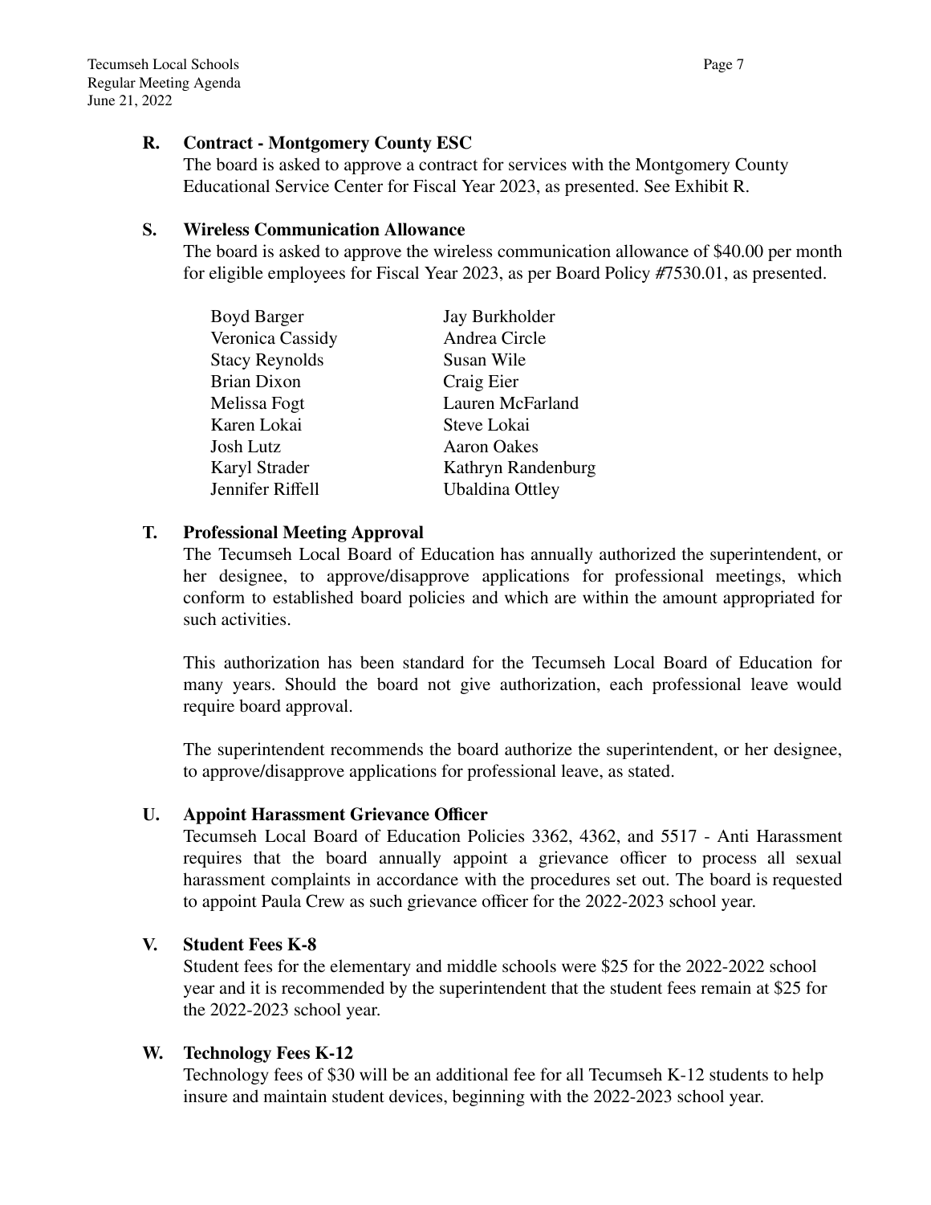**R. Contract - Montgomery County ESC**

The board is asked to approve a contract for services with the Montgomery County Educational Service Center for Fiscal Year 2023, as presented. See Exhibit R.

**S. Wireless Communication Allowance**

The board is asked to approve the wireless communication allowance of $40.00 per month for eligible employees for Fiscal Year 2023, as per Board Policy #7530.01, as presented.

| | |
|---|---|
| Boyd Barger | Jay Burkholder |
| Veronica Cassidy | Andrea Circle |
| Stacy Reynolds | Susan Wile |
| Brian Dixon | Craig Eier |
| Melissa Fogt | Lauren McFarland |
| Karen Lokai | Steve Lokai |
| Josh Lutz | Aaron Oakes |
| Karyl Strader | Kathryn Randenburg |
| Jennifer Riffell | Ubaldina Ottley |

**T. Professional Meeting Approval**

The Tecumseh Local Board of Education has annually authorized the superintendent, or her designee, to approve/disapprove applications for professional meetings, which conform to established board policies and which are within the amount appropriated for such activities.

This authorization has been standard for the Tecumseh Local Board of Education for many years. Should the board not give authorization, each professional leave would require board approval.

The superintendent recommends the board authorize the superintendent, or her designee, to approve/disapprove applications for professional leave, as stated.

**U. Appoint Harassment Grievance Officer**

Tecumseh Local Board of Education Policies 3362, 4362, and 5517 - Anti Harassment requires that the board annually appoint a grievance officer to process all sexual harassment complaints in accordance with the procedures set out. The board is requested to appoint Paula Crew as such grievance officer for the 2022-2023 school year.

**V. Student Fees K-8**

Student fees for the elementary and middle schools were $25 for the 2022-2022 school year and it is recommended by the superintendent that the student fees remain at $25 for the 2022-2023 school year.

**W. Technology Fees K-12**

Technology fees of $30 will be an additional fee for all Tecumseh K-12 students to help insure and maintain student devices, beginning with the 2022-2023 school year.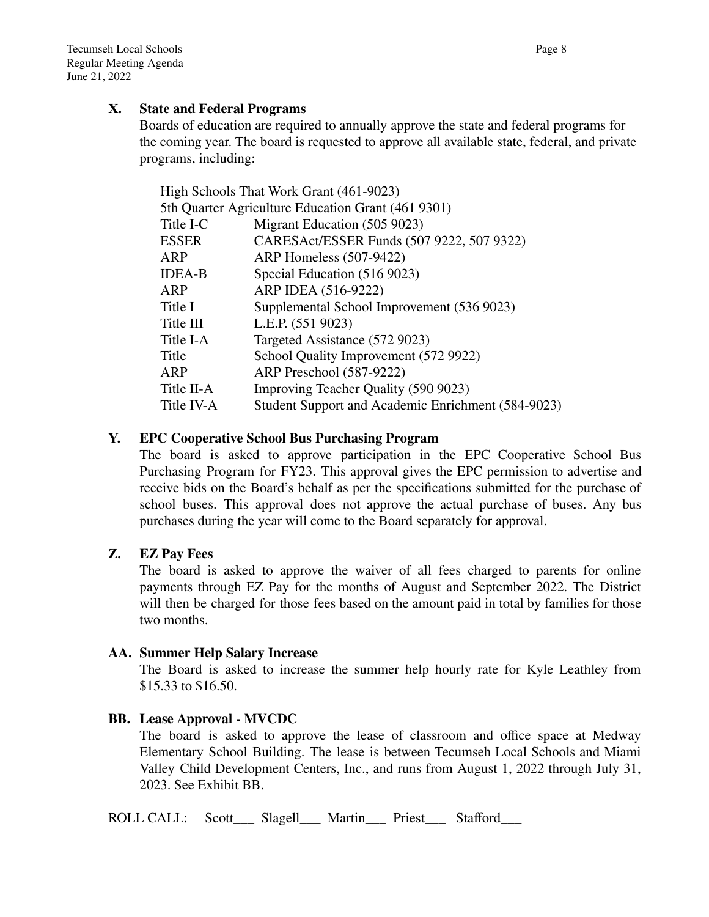### X. State and Federal Programs

Boards of education are required to annually approve the state and federal programs for the coming year. The board is requested to approve all available state, federal, and private programs, including:

High Schools That Work Grant (461-9023)
5th Quarter Agriculture Education Grant (461 9301)

| | |
|---|---|
| Title I-C | Migrant Education (505 9023) |
| ESSER | CARESAct/ESSER Funds (507 9222, 507 9322) |
| ARP | ARP Homeless (507-9422) |
| IDEA-B | Special Education (516 9023) |
| ARP | ARP IDEA (516-9222) |
| Title I | Supplemental School Improvement (536 9023) |
| Title III | L.E.P. (551 9023) |
| Title I-A | Targeted Assistance (572 9023) |
| Title | School Quality Improvement (572 9922) |
| ARP | ARP Preschool (587-9222) |
| Title II-A | Improving Teacher Quality (590 9023) |
| Title IV-A | Student Support and Academic Enrichment (584-9023) |

### Y. EPC Cooperative School Bus Purchasing Program

The board is asked to approve participation in the EPC Cooperative School Bus Purchasing Program for FY23. This approval gives the EPC permission to advertise and receive bids on the Board's behalf as per the specifications submitted for the purchase of school buses. This approval does not approve the actual purchase of buses. Any bus purchases during the year will come to the Board separately for approval.

### Z. EZ Pay Fees

The board is asked to approve the waiver of all fees charged to parents for online payments through EZ Pay for the months of August and September 2022. The District will then be charged for those fees based on the amount paid in total by families for those two months.

### AA. Summer Help Salary Increase

The Board is asked to increase the summer help hourly rate for Kyle Leathley from $15.33 to $16.50.

### BB. Lease Approval - MVCDC

The board is asked to approve the lease of classroom and office space at Medway Elementary School Building. The lease is between Tecumseh Local Schools and Miami Valley Child Development Centers, Inc., and runs from August 1, 2022 through July 31, 2023. See Exhibit BB.

ROLL CALL: Scott___ Slagell___ Martin___ Priest___ Stafford___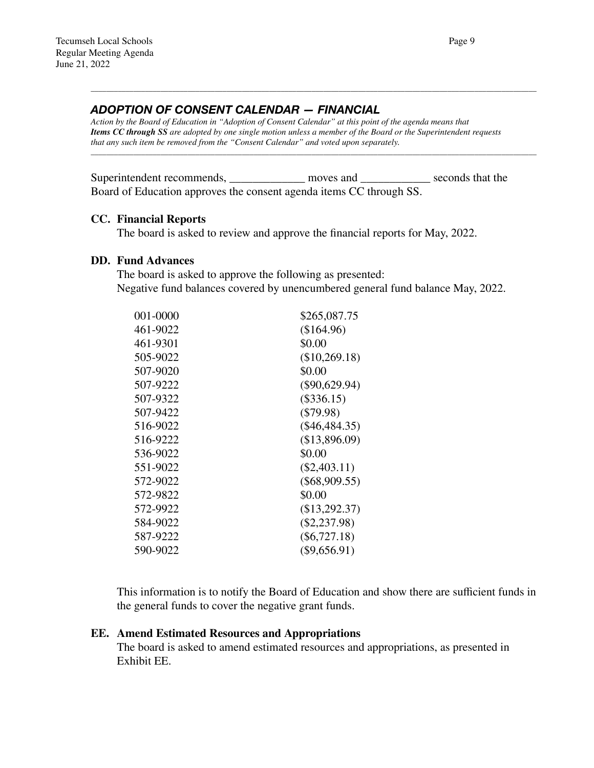## *ADOPTION OF CONSENT CALENDAR — FINANCIAL*

*Action by the Board of Education in "Adoption of Consent Calendar" at this point of the agenda means that **Items CC through SS** are adopted by one single motion unless a member of the Board or the Superintendent requests that any such item be removed from the "Consent Calendar" and voted upon separately.*

Superintendent recommends, _____________ moves and ____________ seconds that the Board of Education approves the consent agenda items CC through SS.

**CC. Financial Reports**

The board is asked to review and approve the financial reports for May, 2022.

**DD. Fund Advances**

The board is asked to approve the following as presented:
Negative fund balances covered by unencumbered general fund balance May, 2022.

| | |
|---|---|
| 001-0000 | $265,087.75 |
| 461-9022 | ($164.96) |
| 461-9301 | $0.00 |
| 505-9022 | ($10,269.18) |
| 507-9020 | $0.00 |
| 507-9222 | ($90,629.94) |
| 507-9322 | ($336.15) |
| 507-9422 | ($79.98) |
| 516-9022 | ($46,484.35) |
| 516-9222 | ($13,896.09) |
| 536-9022 | $0.00 |
| 551-9022 | ($2,403.11) |
| 572-9022 | ($68,909.55) |
| 572-9822 | $0.00 |
| 572-9922 | ($13,292.37) |
| 584-9022 | ($2,237.98) |
| 587-9222 | ($6,727.18) |
| 590-9022 | ($9,656.91) |

This information is to notify the Board of Education and show there are sufficient funds in the general funds to cover the negative grant funds.

**EE. Amend Estimated Resources and Appropriations**

The board is asked to amend estimated resources and appropriations, as presented in Exhibit EE.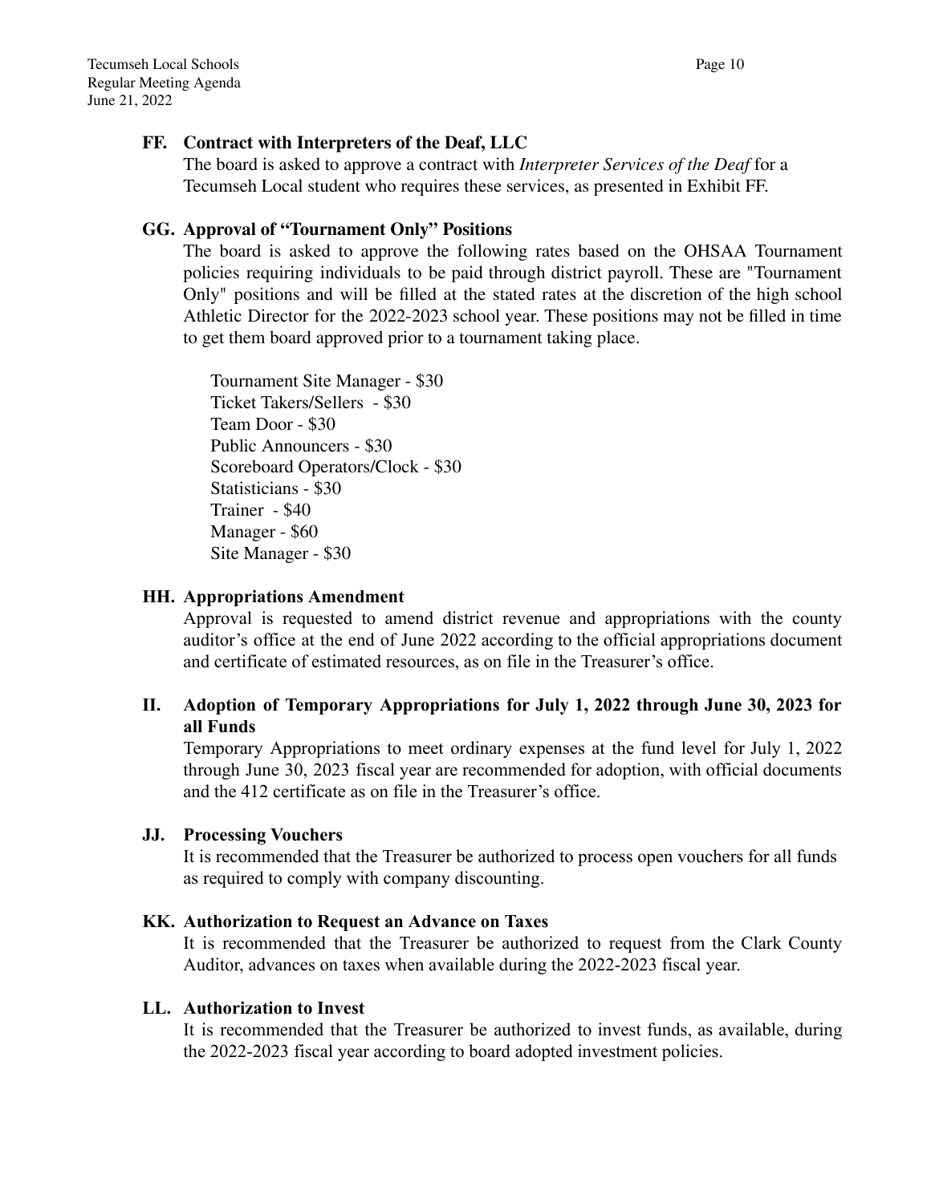**FF. Contract with Interpreters of the Deaf, LLC**

The board is asked to approve a contract with *Interpreter Services of the Deaf* for a Tecumseh Local student who requires these services, as presented in Exhibit FF.

**GG. Approval of "Tournament Only" Positions**

The board is asked to approve the following rates based on the OHSAA Tournament policies requiring individuals to be paid through district payroll. These are "Tournament Only" positions and will be filled at the stated rates at the discretion of the high school Athletic Director for the 2022-2023 school year. These positions may not be filled in time to get them board approved prior to a tournament taking place.

Tournament Site Manager - $30
Ticket Takers/Sellers - $30
Team Door - $30
Public Announcers - $30
Scoreboard Operators/Clock - $30
Statisticians - $30
Trainer - $40
Manager - $60
Site Manager - $30

**HH. Appropriations Amendment**

Approval is requested to amend district revenue and appropriations with the county auditor's office at the end of June 2022 according to the official appropriations document and certificate of estimated resources, as on file in the Treasurer's office.

**II. Adoption of Temporary Appropriations for July 1, 2022 through June 30, 2023 for all Funds**

Temporary Appropriations to meet ordinary expenses at the fund level for July 1, 2022 through June 30, 2023 fiscal year are recommended for adoption, with official documents and the 412 certificate as on file in the Treasurer's office.

**JJ. Processing Vouchers**

It is recommended that the Treasurer be authorized to process open vouchers for all funds as required to comply with company discounting.

**KK. Authorization to Request an Advance on Taxes**

It is recommended that the Treasurer be authorized to request from the Clark County Auditor, advances on taxes when available during the 2022-2023 fiscal year.

**LL. Authorization to Invest**

It is recommended that the Treasurer be authorized to invest funds, as available, during the 2022-2023 fiscal year according to board adopted investment policies.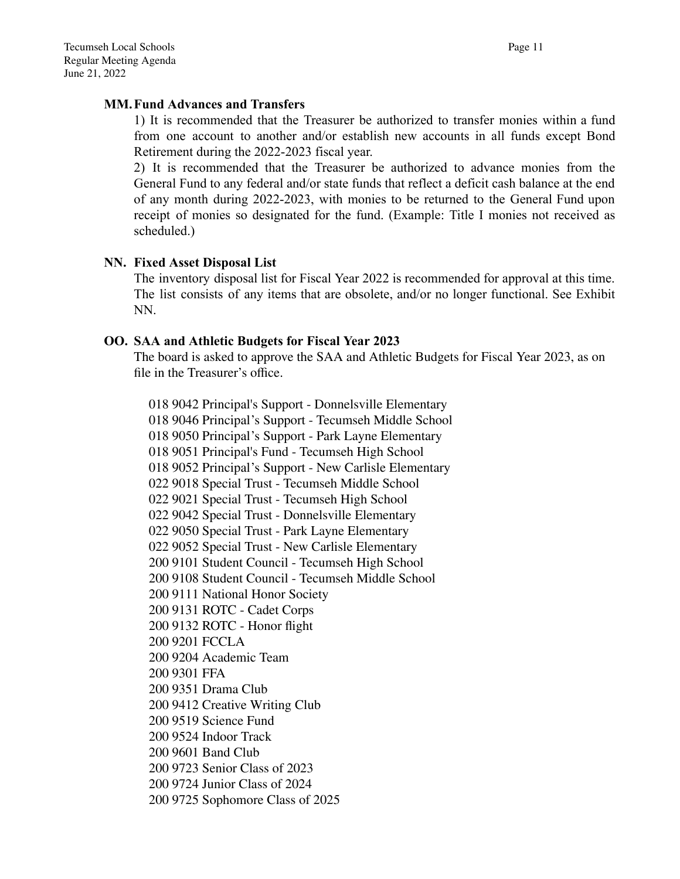**MM. Fund Advances and Transfers**

1) It is recommended that the Treasurer be authorized to transfer monies within a fund from one account to another and/or establish new accounts in all funds except Bond Retirement during the 2022-2023 fiscal year.

2) It is recommended that the Treasurer be authorized to advance monies from the General Fund to any federal and/or state funds that reflect a deficit cash balance at the end of any month during 2022-2023, with monies to be returned to the General Fund upon receipt of monies so designated for the fund. (Example: Title I monies not received as scheduled.)

**NN. Fixed Asset Disposal List**

The inventory disposal list for Fiscal Year 2022 is recommended for approval at this time. The list consists of any items that are obsolete, and/or no longer functional. See Exhibit NN.

**OO. SAA and Athletic Budgets for Fiscal Year 2023**

The board is asked to approve the SAA and Athletic Budgets for Fiscal Year 2023, as on file in the Treasurer's office.

018 9042 Principal's Support - Donnelsville Elementary
018 9046 Principal's Support - Tecumseh Middle School
018 9050 Principal's Support - Park Layne Elementary
018 9051 Principal's Fund - Tecumseh High School
018 9052 Principal's Support - New Carlisle Elementary
022 9018 Special Trust - Tecumseh Middle School
022 9021 Special Trust - Tecumseh High School
022 9042 Special Trust - Donnelsville Elementary
022 9050 Special Trust - Park Layne Elementary
022 9052 Special Trust - New Carlisle Elementary
200 9101 Student Council - Tecumseh High School
200 9108 Student Council - Tecumseh Middle School
200 9111 National Honor Society
200 9131 ROTC - Cadet Corps
200 9132 ROTC - Honor flight
200 9201 FCCLA
200 9204 Academic Team
200 9301 FFA
200 9351 Drama Club
200 9412 Creative Writing Club
200 9519 Science Fund
200 9524 Indoor Track
200 9601 Band Club
200 9723 Senior Class of 2023
200 9724 Junior Class of 2024
200 9725 Sophomore Class of 2025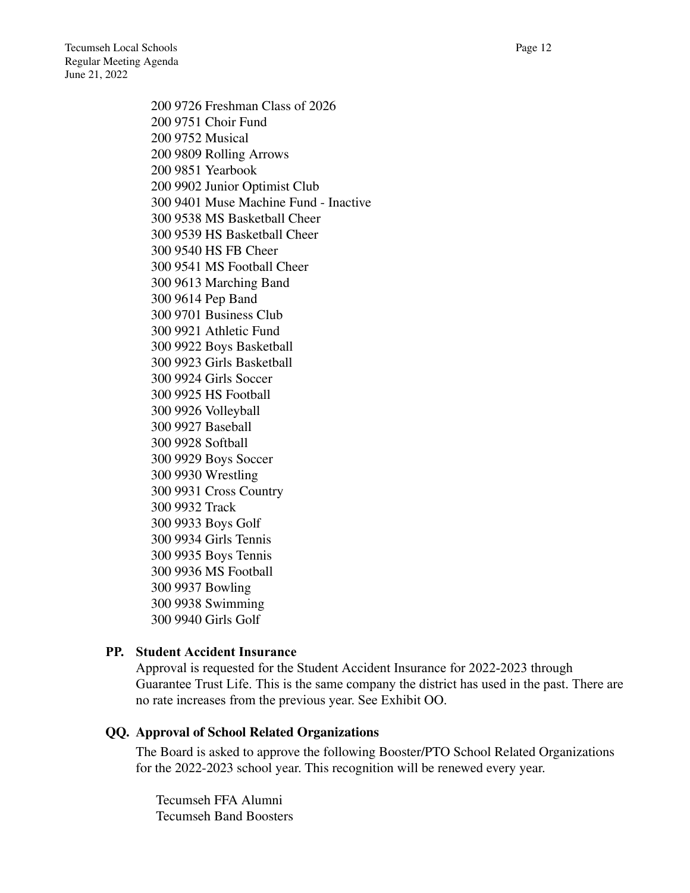200 9726 Freshman Class of 2026
200 9751 Choir Fund
200 9752 Musical
200 9809 Rolling Arrows
200 9851 Yearbook
200 9902 Junior Optimist Club
300 9401 Muse Machine Fund - Inactive
300 9538 MS Basketball Cheer
300 9539 HS Basketball Cheer
300 9540 HS FB Cheer
300 9541 MS Football Cheer
300 9613 Marching Band
300 9614 Pep Band
300 9701 Business Club
300 9921 Athletic Fund
300 9922 Boys Basketball
300 9923 Girls Basketball
300 9924 Girls Soccer
300 9925 HS Football
300 9926 Volleyball
300 9927 Baseball
300 9928 Softball
300 9929 Boys Soccer
300 9930 Wrestling
300 9931 Cross Country
300 9932 Track
300 9933 Boys Golf
300 9934 Girls Tennis
300 9935 Boys Tennis
300 9936 MS Football
300 9937 Bowling
300 9938 Swimming
300 9940 Girls Golf

**PP. Student Accident Insurance**

Approval is requested for the Student Accident Insurance for 2022-2023 through Guarantee Trust Life. This is the same company the district has used in the past. There are no rate increases from the previous year. See Exhibit OO.

**QQ. Approval of School Related Organizations**

The Board is asked to approve the following Booster/PTO School Related Organizations for the 2022-2023 school year. This recognition will be renewed every year.

Tecumseh FFA Alumni
Tecumseh Band Boosters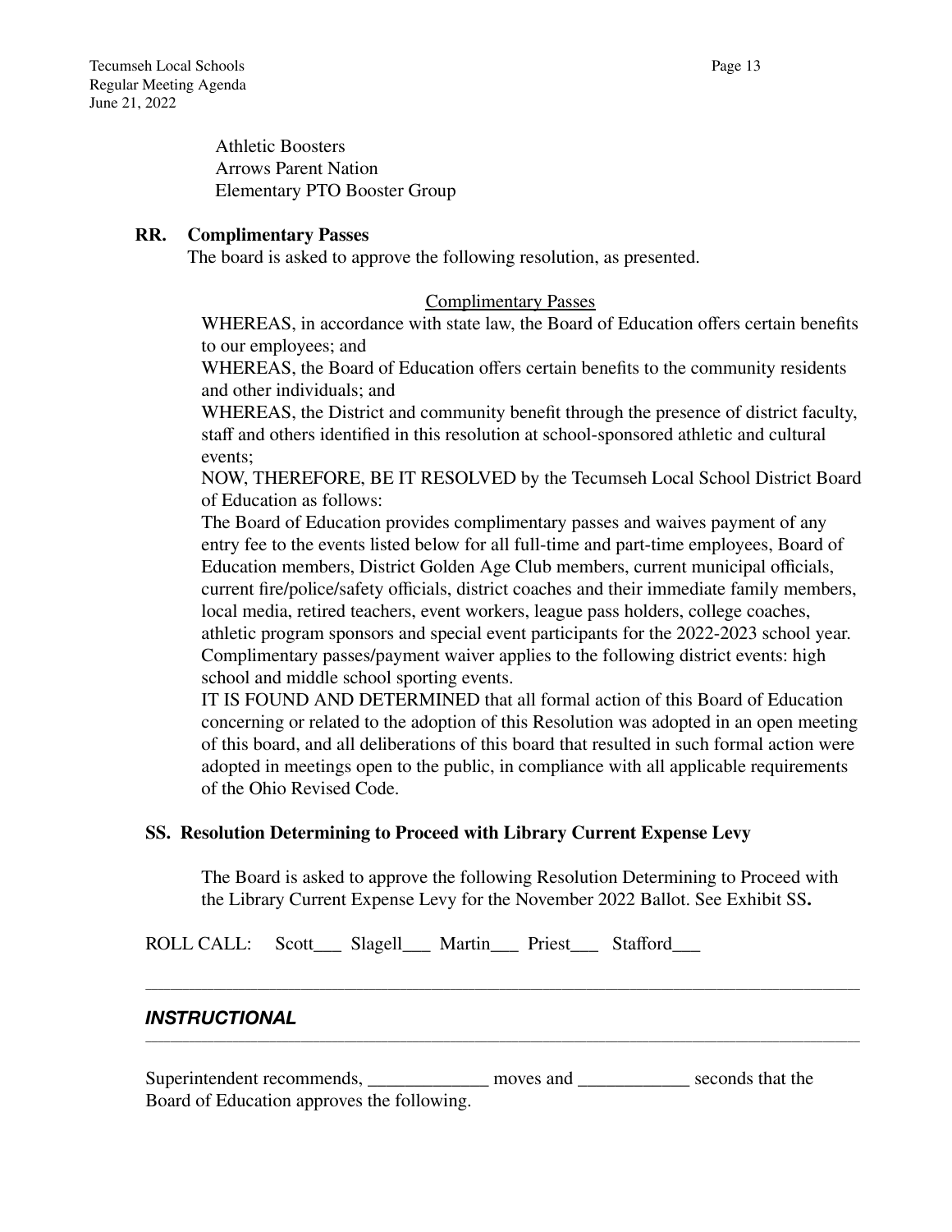Athletic Boosters
Arrows Parent Nation
Elementary PTO Booster Group

**RR. Complimentary Passes**

The board is asked to approve the following resolution, as presented.

Complimentary Passes

WHEREAS, in accordance with state law, the Board of Education offers certain benefits to our employees; and

WHEREAS, the Board of Education offers certain benefits to the community residents and other individuals; and

WHEREAS, the District and community benefit through the presence of district faculty, staff and others identified in this resolution at school-sponsored athletic and cultural events;

NOW, THEREFORE, BE IT RESOLVED by the Tecumseh Local School District Board of Education as follows:

The Board of Education provides complimentary passes and waives payment of any entry fee to the events listed below for all full-time and part-time employees, Board of Education members, District Golden Age Club members, current municipal officials, current fire/police/safety officials, district coaches and their immediate family members, local media, retired teachers, event workers, league pass holders, college coaches, athletic program sponsors and special event participants for the 2022-2023 school year. Complimentary passes/payment waiver applies to the following district events: high school and middle school sporting events.

IT IS FOUND AND DETERMINED that all formal action of this Board of Education concerning or related to the adoption of this Resolution was adopted in an open meeting of this board, and all deliberations of this board that resulted in such formal action were adopted in meetings open to the public, in compliance with all applicable requirements of the Ohio Revised Code.

**SS. Resolution Determining to Proceed with Library Current Expense Levy**

The Board is asked to approve the following Resolution Determining to Proceed with the Library Current Expense Levy for the November 2022 Ballot. See Exhibit SS**.**

ROLL CALL: Scott___ Slagell___ Martin___ Priest___ Stafford___

---

## *INSTRUCTIONAL*

---

Superintendent recommends, _____________ moves and ____________ seconds that the Board of Education approves the following.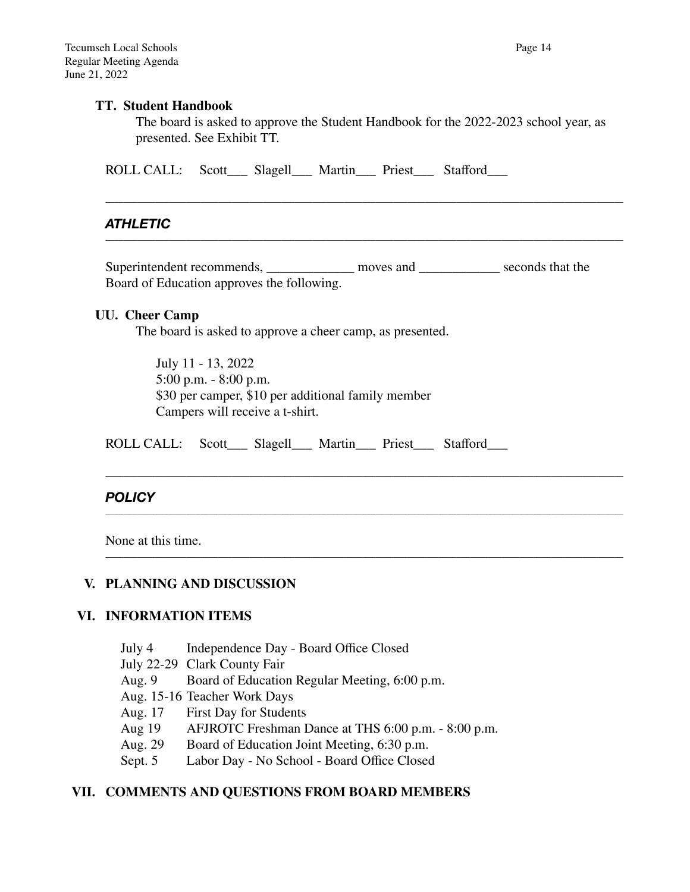**TT. Student Handbook**

The board is asked to approve the Student Handbook for the 2022-2023 school year, as presented. See Exhibit TT.

ROLL CALL: Scott___ Slagell___ Martin___ Priest___ Stafford___

---

***ATHLETIC***

---

Superintendent recommends, _____________ moves and ____________ seconds that the Board of Education approves the following.

**UU. Cheer Camp**

The board is asked to approve a cheer camp, as presented.

July 11 - 13, 2022
5:00 p.m. - 8:00 p.m.
$30 per camper, $10 per additional family member
Campers will receive a t-shirt.

ROLL CALL: Scott___ Slagell___ Martin___ Priest___ Stafford___

---

***POLICY***

---

None at this time.

---

## V. PLANNING AND DISCUSSION

## VI. INFORMATION ITEMS

| | |
|---|---|
| July 4 | Independence Day - Board Office Closed |
| July 22-29 | Clark County Fair |
| Aug. 9 | Board of Education Regular Meeting, 6:00 p.m. |
| Aug. 15-16 | Teacher Work Days |
| Aug. 17 | First Day for Students |
| Aug 19 | AFJROTC Freshman Dance at THS 6:00 p.m. - 8:00 p.m. |
| Aug. 29 | Board of Education Joint Meeting, 6:30 p.m. |
| Sept. 5 | Labor Day - No School - Board Office Closed |

## VII. COMMENTS AND QUESTIONS FROM BOARD MEMBERS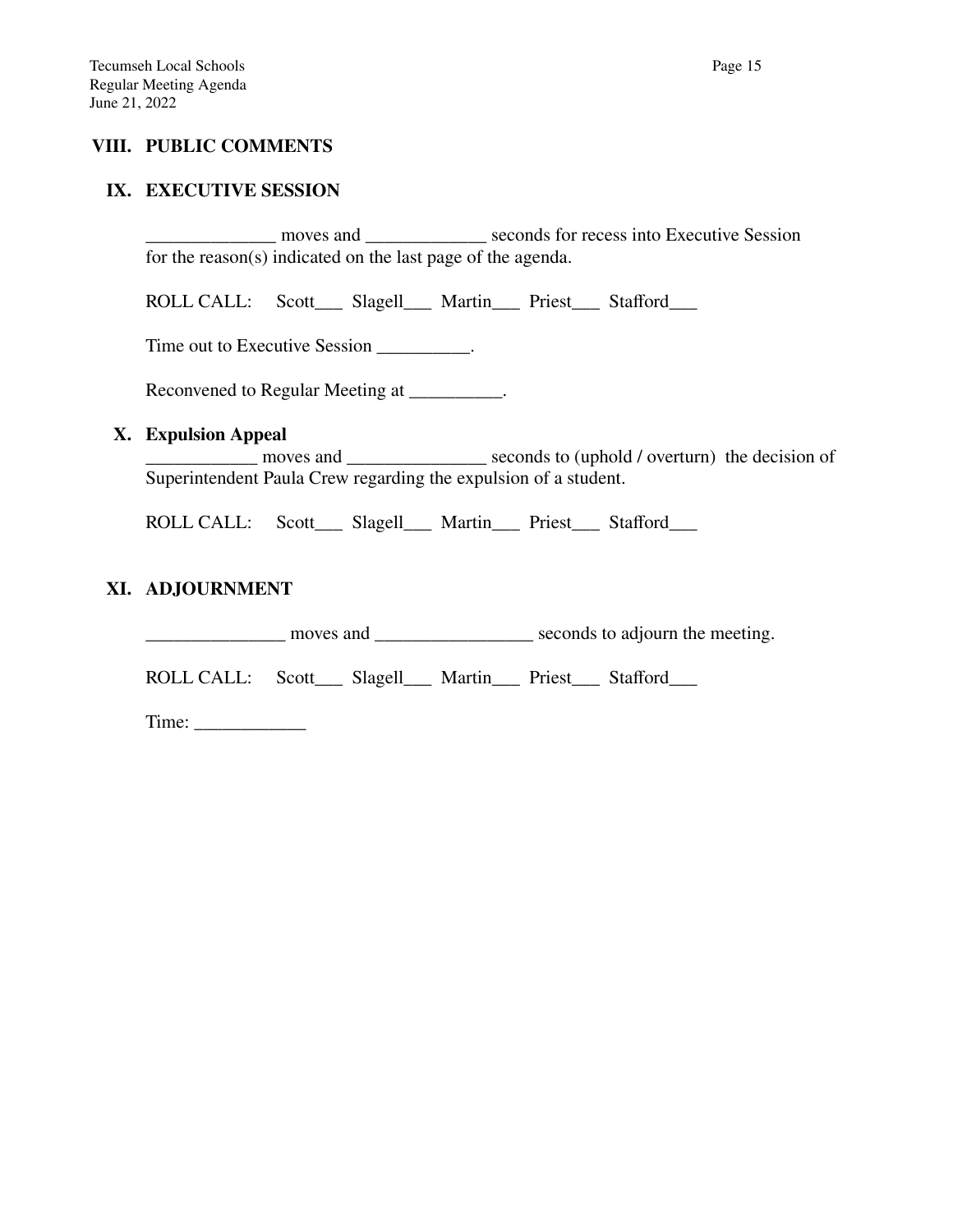## VIII. PUBLIC COMMENTS

## IX. EXECUTIVE SESSION

______________ moves and _____________ seconds for recess into Executive Session for the reason(s) indicated on the last page of the agenda.

ROLL CALL: Scott___ Slagell___ Martin___ Priest___ Stafford___

Time out to Executive Session __________.

Reconvened to Regular Meeting at __________.

## X. Expulsion Appeal

____________ moves and _______________ seconds to (uphold / overturn) the decision of Superintendent Paula Crew regarding the expulsion of a student.

ROLL CALL: Scott___ Slagell___ Martin___ Priest___ Stafford___

## XI. ADJOURNMENT

_______________ moves and _________________ seconds to adjourn the meeting.

ROLL CALL: Scott___ Slagell___ Martin___ Priest___ Stafford___

Time: ____________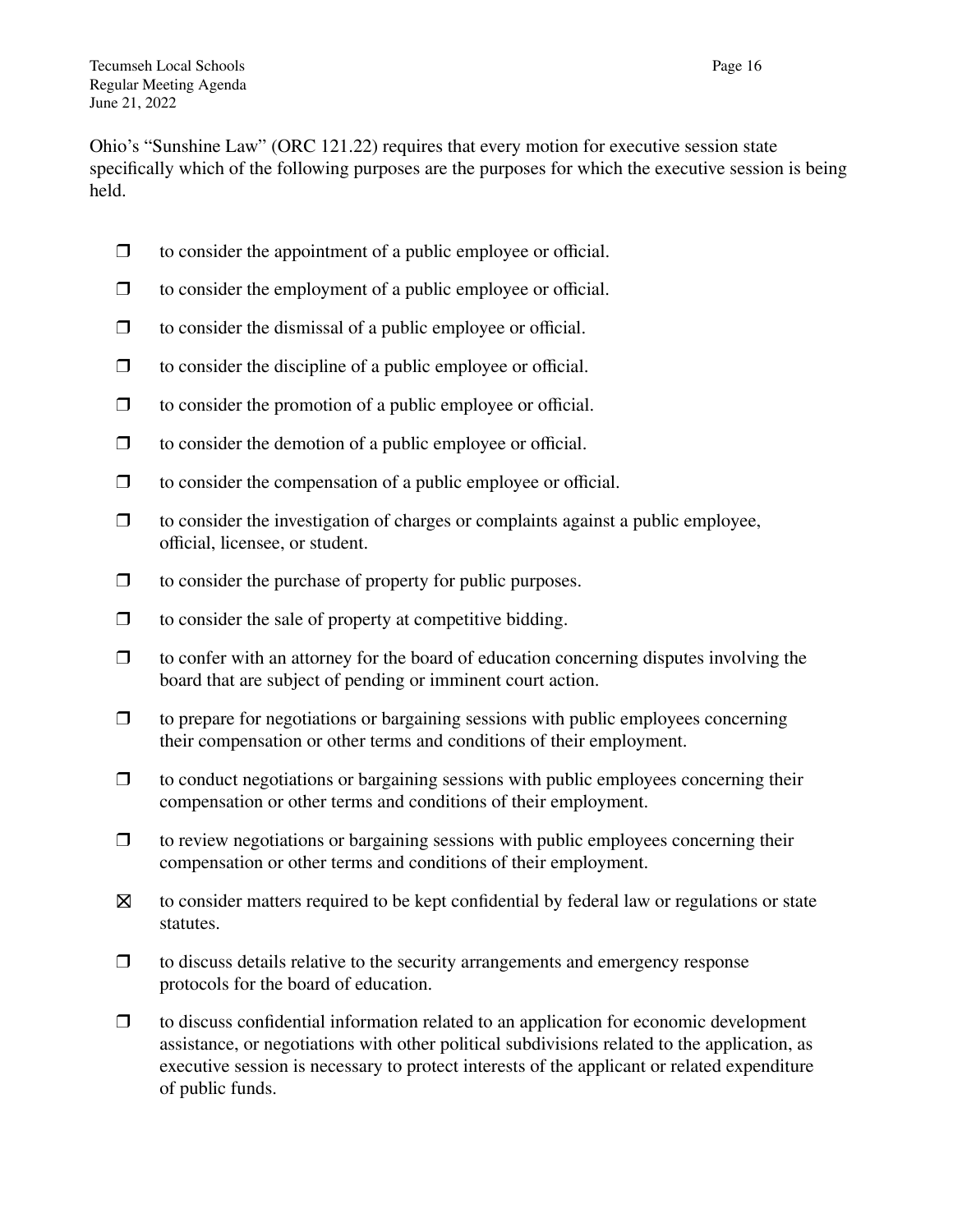Ohio's "Sunshine Law" (ORC 121.22) requires that every motion for executive session state specifically which of the following purposes are the purposes for which the executive session is being held.

- ❒ to consider the appointment of a public employee or official.
- ❒ to consider the employment of a public employee or official.
- ❒ to consider the dismissal of a public employee or official.
- ❒ to consider the discipline of a public employee or official.
- ❒ to consider the promotion of a public employee or official.
- ❒ to consider the demotion of a public employee or official.
- ❒ to consider the compensation of a public employee or official.
- ❒ to consider the investigation of charges or complaints against a public employee, official, licensee, or student.
- ❒ to consider the purchase of property for public purposes.
- ❒ to consider the sale of property at competitive bidding.
- ❒ to confer with an attorney for the board of education concerning disputes involving the board that are subject of pending or imminent court action.
- ❒ to prepare for negotiations or bargaining sessions with public employees concerning their compensation or other terms and conditions of their employment.
- ❒ to conduct negotiations or bargaining sessions with public employees concerning their compensation or other terms and conditions of their employment.
- ❒ to review negotiations or bargaining sessions with public employees concerning their compensation or other terms and conditions of their employment.
- ☒ to consider matters required to be kept confidential by federal law or regulations or state statutes.
- ❒ to discuss details relative to the security arrangements and emergency response protocols for the board of education.
- ❒ to discuss confidential information related to an application for economic development assistance, or negotiations with other political subdivisions related to the application, as executive session is necessary to protect interests of the applicant or related expenditure of public funds.